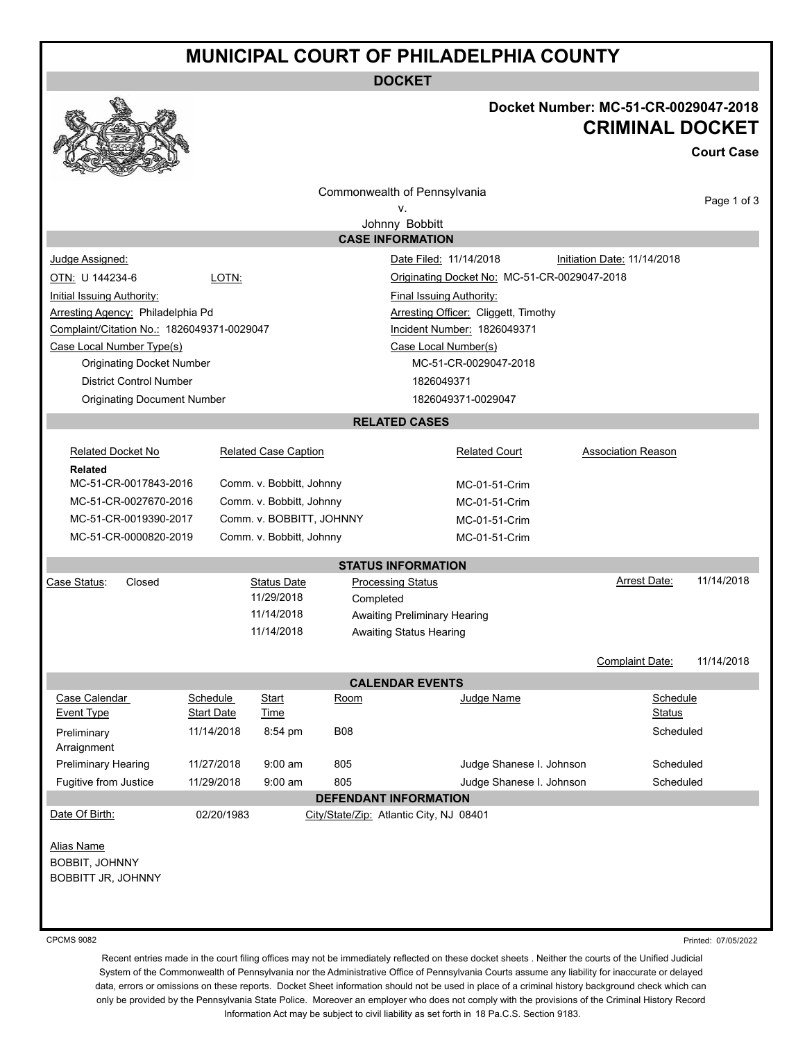# MUNICIPAL COURT OF PHILADELPHIA COUNTY

## DOCKET

**Docket Number: MC-51-CR-0029047-2018**

## CRIMINAL DOCKET

**Court Case**

Commonwealth of Pennsylvania
v.
Johnny Bobbitt

### CASE INFORMATION

| | | | |
|---|---|---|---|
| Judge Assigned: | | Date Filed: 11/14/2018 | Initiation Date: 11/14/2018 |
| OTN: U 144234-6 | LOTN: | Originating Docket No: MC-51-CR-0029047-2018 | |
| Initial Issuing Authority: | | Final Issuing Authority: | |
| Arresting Agency: Philadelphia Pd | | Arresting Officer: Cliggett, Timothy | |
| Complaint/Citation No.: 1826049371-0029047 | | Incident Number: 1826049371 | |

| Case Local Number Type(s) | Case Local Number(s) |
|---|---|
| Originating Docket Number | MC-51-CR-0029047-2018 |
| District Control Number | 1826049371 |
| Originating Document Number | 1826049371-0029047 |

### RELATED CASES

| Related Docket No | Related Case Caption | Related Court | Association Reason |
|---|---|---|---|
| **Related** | | | |
| MC-51-CR-0017843-2016 | Comm. v. Bobbitt, Johnny | MC-01-51-Crim | |
| MC-51-CR-0027670-2016 | Comm. v. Bobbitt, Johnny | MC-01-51-Crim | |
| MC-51-CR-0019390-2017 | Comm. v. BOBBITT, JOHNNY | MC-01-51-Crim | |
| MC-51-CR-0000820-2019 | Comm. v. Bobbitt, Johnny | MC-01-51-Crim | |

### STATUS INFORMATION

Case Status: Closed

Arrest Date: 11/14/2018

| Status Date | Processing Status |
|---|---|
| 11/29/2018 | Completed |
| 11/14/2018 | Awaiting Preliminary Hearing |
| 11/14/2018 | Awaiting Status Hearing |

Complaint Date: 11/14/2018

### CALENDAR EVENTS

| Case Calendar Event Type | Schedule Start Date | Start Time | Room | Judge Name | Schedule Status |
|---|---|---|---|---|---|
| Preliminary Arraignment | 11/14/2018 | 8:54 pm | B08 | | Scheduled |
| Preliminary Hearing | 11/27/2018 | 9:00 am | 805 | Judge Shanese I. Johnson | Scheduled |
| Fugitive from Justice | 11/29/2018 | 9:00 am | 805 | Judge Shanese I. Johnson | Scheduled |

### DEFENDANT INFORMATION

Date Of Birth: 02/20/1983

City/State/Zip: Atlantic City, NJ 08401

Alias Name

BOBBIT, JOHNNY

BOBBITT JR, JOHNNY

CPCMS 9082

Printed: 07/05/2022

Recent entries made in the court filing offices may not be immediately reflected on these docket sheets . Neither the courts of the Unified Judicial System of the Commonwealth of Pennsylvania nor the Administrative Office of Pennsylvania Courts assume any liability for inaccurate or delayed data, errors or omissions on these reports. Docket Sheet information should not be used in place of a criminal history background check which can only be provided by the Pennsylvania State Police. Moreover an employer who does not comply with the provisions of the Criminal History Record Information Act may be subject to civil liability as set forth in 18 Pa.C.S. Section 9183.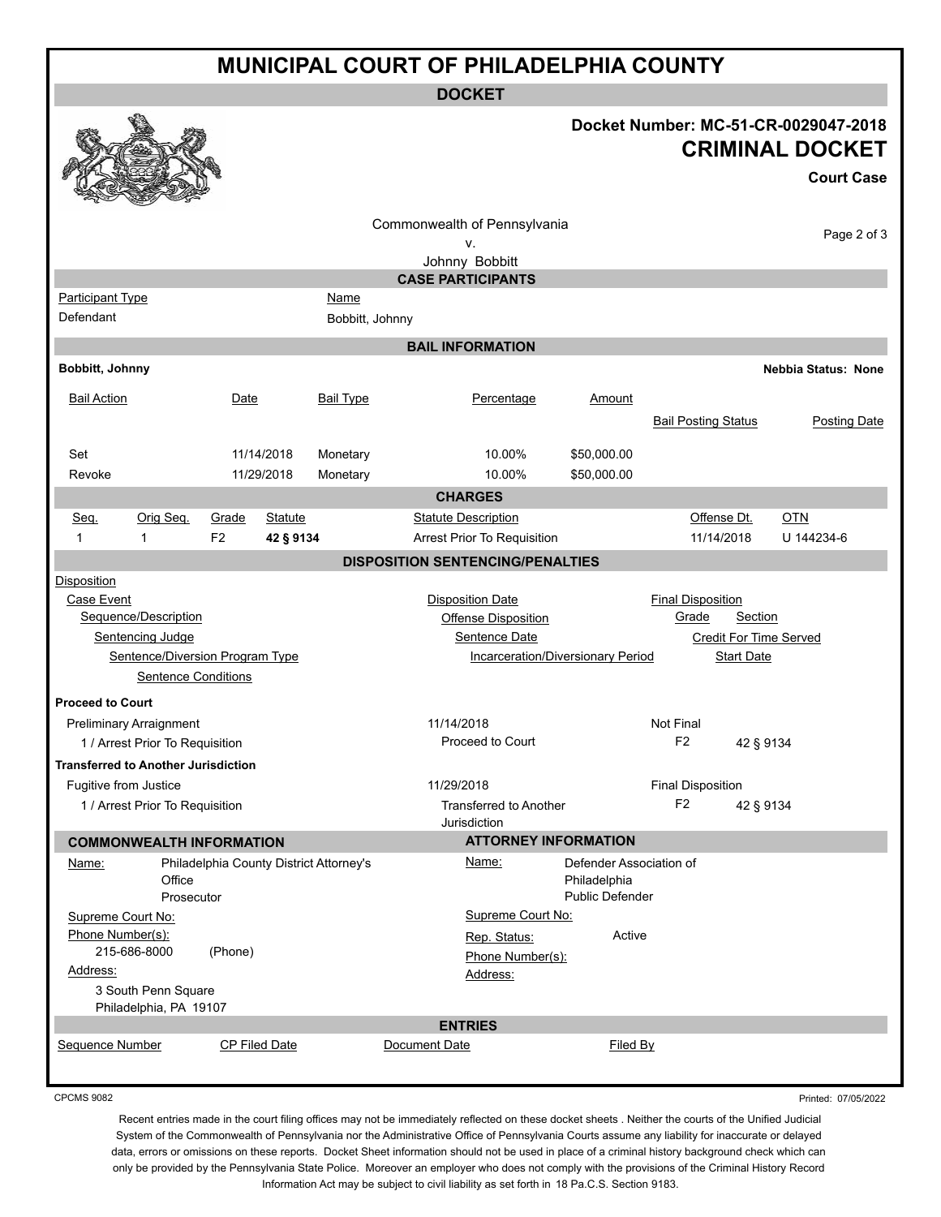# MUNICIPAL COURT OF PHILADELPHIA COUNTY

**DOCKET**

**Docket Number: MC-51-CR-0029047-2018**

**CRIMINAL DOCKET**

**Court Case**

Commonwealth of Pennsylvania
v.
Johnny Bobbitt

## CASE PARTICIPANTS

| Participant Type | Name |
|---|---|
| Defendant | Bobbitt, Johnny |

## BAIL INFORMATION

**Bobbitt, Johnny** — **Nebbia Status: None**

| Bail Action | Date | Bail Type | Percentage | Amount | Bail Posting Status | Posting Date |
|---|---|---|---|---|---|---|
| Set | 11/14/2018 | Monetary | 10.00% | $50,000.00 | | |
| Revoke | 11/29/2018 | Monetary | 10.00% | $50,000.00 | | |

## CHARGES

| Seq. | Orig Seq. | Grade | Statute | Statute Description | Offense Dt. | OTN |
|---|---|---|---|---|---|---|
| 1 | 1 | F2 | **42 § 9134** | Arrest Prior To Requisition | 11/14/2018 | U 144234-6 |

## DISPOSITION SENTENCING/PENALTIES

Disposition
Case Event — Disposition Date — Final Disposition
Sequence/Description — Offense Disposition — Grade — Section
Sentencing Judge — Sentence Date — Credit For Time Served
Sentence/Diversion Program Type — Incarceration/Diversionary Period — Start Date
Sentence Conditions

**Proceed to Court**

| | | | | |
|---|---|---|---|---|
| Preliminary Arraignment | 11/14/2018 | Not Final | | |
| 1 / Arrest Prior To Requisition | Proceed to Court | | F2 | 42 § 9134 |

**Transferred to Another Jurisdiction**

| | | | | |
|---|---|---|---|---|
| Fugitive from Justice | 11/29/2018 | Final Disposition | | |
| 1 / Arrest Prior To Requisition | Transferred to Another Jurisdiction | | F2 | 42 § 9134 |

## COMMONWEALTH INFORMATION

Name: Philadelphia County District Attorney's Office
Prosecutor
Supreme Court No:
Phone Number(s):
215-686-8000 (Phone)
Address:
3 South Penn Square
Philadelphia, PA 19107

## ATTORNEY INFORMATION

Name: Defender Association of Philadelphia
Public Defender
Supreme Court No:
Rep. Status: Active
Phone Number(s):
Address:

## ENTRIES

| Sequence Number | CP Filed Date | Document Date | Filed By |
|---|---|---|---|

CPCMS 9082

Printed: 07/05/2022

Recent entries made in the court filing offices may not be immediately reflected on these docket sheets . Neither the courts of the Unified Judicial System of the Commonwealth of Pennsylvania nor the Administrative Office of Pennsylvania Courts assume any liability for inaccurate or delayed data, errors or omissions on these reports. Docket Sheet information should not be used in place of a criminal history background check which can only be provided by the Pennsylvania State Police. Moreover an employer who does not comply with the provisions of the Criminal History Record Information Act may be subject to civil liability as set forth in 18 Pa.C.S. Section 9183.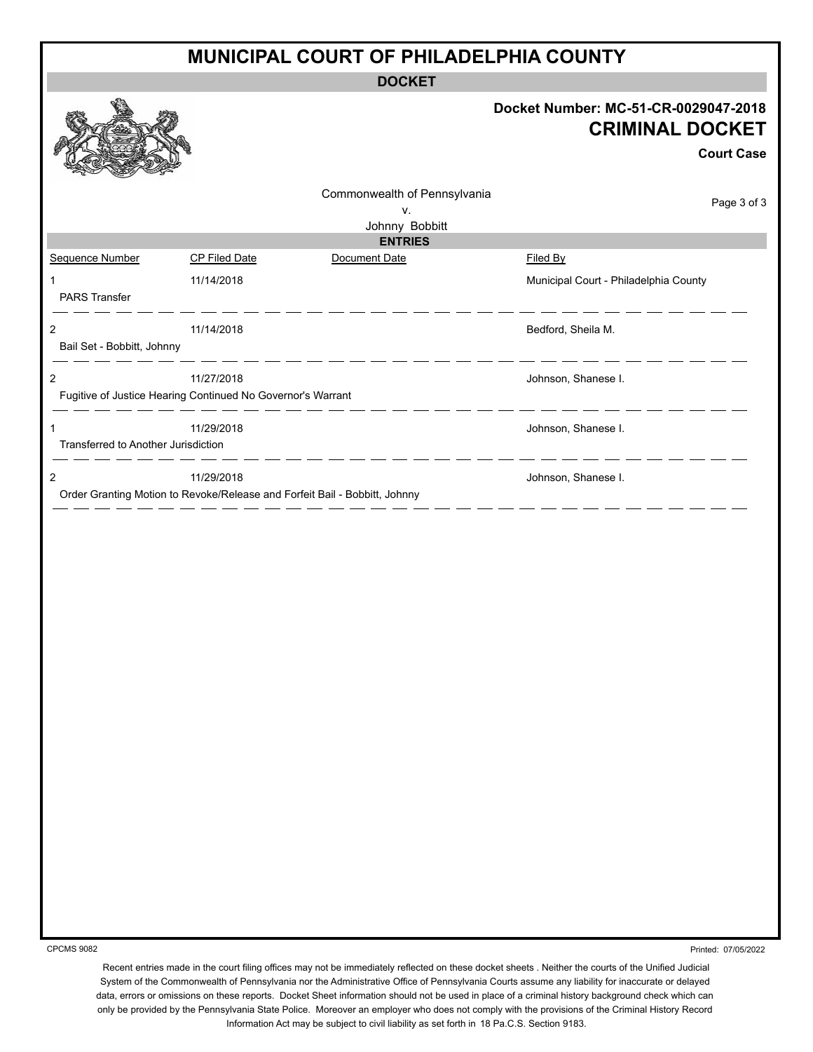# MUNICIPAL COURT OF PHILADELPHIA COUNTY

**DOCKET**

**Docket Number: MC-51-CR-0029047-2018**

## CRIMINAL DOCKET

**Court Case**

Commonwealth of Pennsylvania
v.
Johnny Bobbitt

**ENTRIES**

| Sequence Number | CP Filed Date | Document Date | Filed By |
|---|---|---|---|
| 1 | 11/14/2018 | | Municipal Court - Philadelphia County |
| PARS Transfer | | | |
| 2 | 11/14/2018 | | Bedford, Sheila M. |
| Bail Set - Bobbitt, Johnny | | | |
| 2 | 11/27/2018 | | Johnson, Shanese I. |
| Fugitive of Justice Hearing Continued No Governor's Warrant | | | |
| 1 | 11/29/2018 | | Johnson, Shanese I. |
| Transferred to Another Jurisdiction | | | |
| 2 | 11/29/2018 | | Johnson, Shanese I. |
| Order Granting Motion to Revoke/Release and Forfeit Bail - Bobbitt, Johnny | | | |

CPCMS 9082

Printed: 07/05/2022

Recent entries made in the court filing offices may not be immediately reflected on these docket sheets . Neither the courts of the Unified Judicial System of the Commonwealth of Pennsylvania nor the Administrative Office of Pennsylvania Courts assume any liability for inaccurate or delayed data, errors or omissions on these reports. Docket Sheet information should not be used in place of a criminal history background check which can only be provided by the Pennsylvania State Police. Moreover an employer who does not comply with the provisions of the Criminal History Record Information Act may be subject to civil liability as set forth in 18 Pa.C.S. Section 9183.